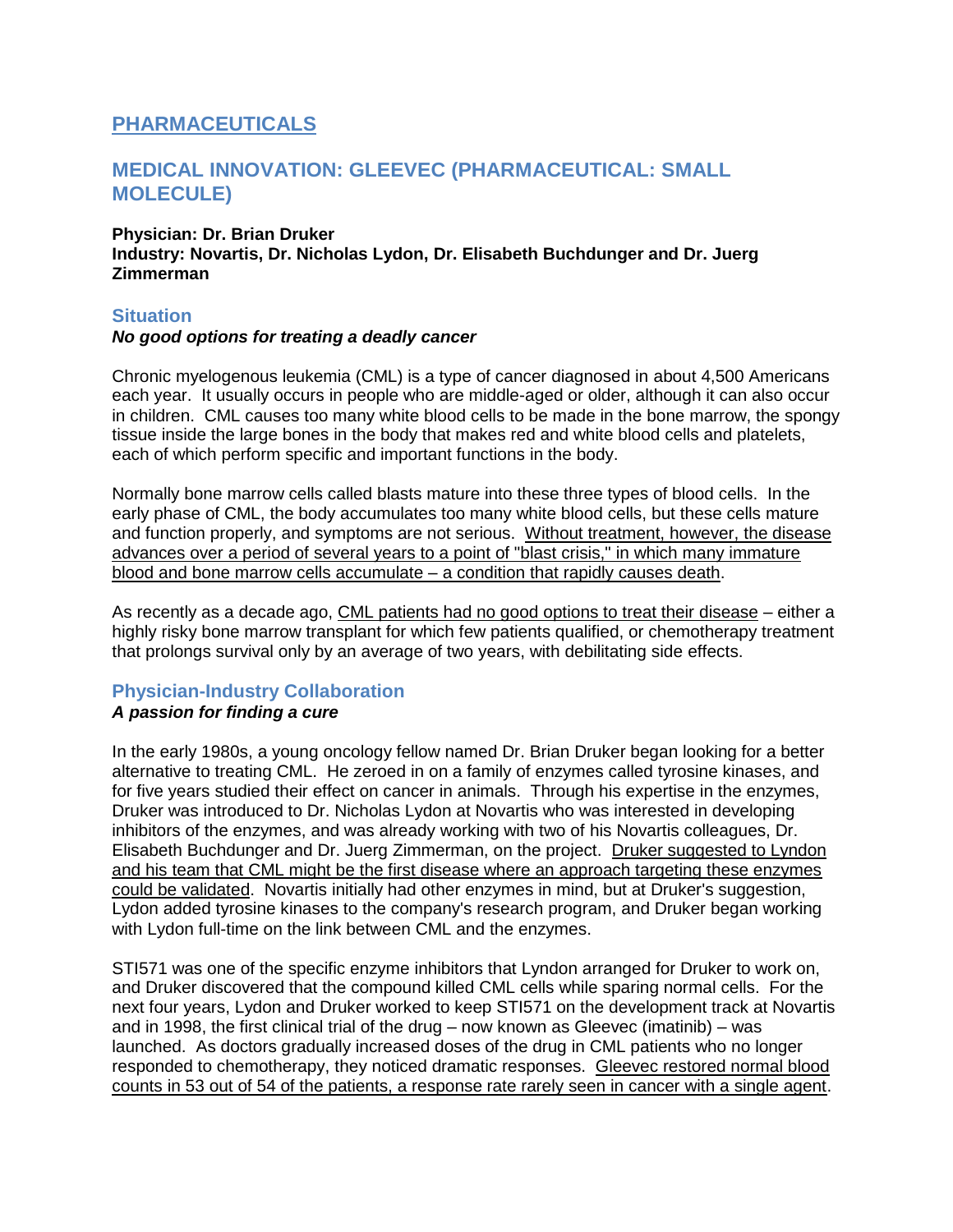# PHARMACEUTICALS

## MEDICAL INNOVATION: GLEEVEC (PHARMACEUTICAL: SMALL MOLECULE)

**Physician: Dr. Brian Druker**
**Industry: Novartis, Dr. Nicholas Lydon, Dr. Elisabeth Buchdunger and Dr. Juerg Zimmerman**

### Situation

***No good options for treating a deadly cancer***

Chronic myelogenous leukemia (CML) is a type of cancer diagnosed in about 4,500 Americans each year. It usually occurs in people who are middle-aged or older, although it can also occur in children. CML causes too many white blood cells to be made in the bone marrow, the spongy tissue inside the large bones in the body that makes red and white blood cells and platelets, each of which perform specific and important functions in the body.

Normally bone marrow cells called blasts mature into these three types of blood cells. In the early phase of CML, the body accumulates too many white blood cells, but these cells mature and function properly, and symptoms are not serious. Without treatment, however, the disease advances over a period of several years to a point of "blast crisis," in which many immature blood and bone marrow cells accumulate – a condition that rapidly causes death.

As recently as a decade ago, CML patients had no good options to treat their disease – either a highly risky bone marrow transplant for which few patients qualified, or chemotherapy treatment that prolongs survival only by an average of two years, with debilitating side effects.

### Physician-Industry Collaboration

***A passion for finding a cure***

In the early 1980s, a young oncology fellow named Dr. Brian Druker began looking for a better alternative to treating CML. He zeroed in on a family of enzymes called tyrosine kinases, and for five years studied their effect on cancer in animals. Through his expertise in the enzymes, Druker was introduced to Dr. Nicholas Lydon at Novartis who was interested in developing inhibitors of the enzymes, and was already working with two of his Novartis colleagues, Dr. Elisabeth Buchdunger and Dr. Juerg Zimmerman, on the project. Druker suggested to Lyndon and his team that CML might be the first disease where an approach targeting these enzymes could be validated. Novartis initially had other enzymes in mind, but at Druker's suggestion, Lydon added tyrosine kinases to the company's research program, and Druker began working with Lydon full-time on the link between CML and the enzymes.

STI571 was one of the specific enzyme inhibitors that Lyndon arranged for Druker to work on, and Druker discovered that the compound killed CML cells while sparing normal cells. For the next four years, Lydon and Druker worked to keep STI571 on the development track at Novartis and in 1998, the first clinical trial of the drug – now known as Gleevec (imatinib) – was launched. As doctors gradually increased doses of the drug in CML patients who no longer responded to chemotherapy, they noticed dramatic responses. Gleevec restored normal blood counts in 53 out of 54 of the patients, a response rate rarely seen in cancer with a single agent.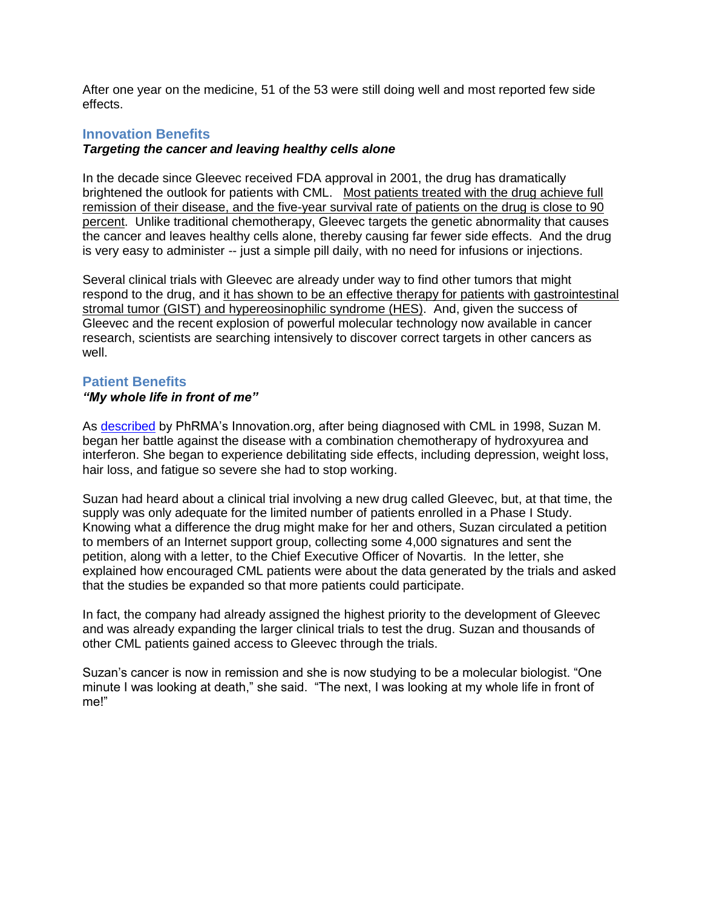After one year on the medicine, 51 of the 53 were still doing well and most reported few side effects.

## Innovation Benefits

***Targeting the cancer and leaving healthy cells alone***

In the decade since Gleevec received FDA approval in 2001, the drug has dramatically brightened the outlook for patients with CML. Most patients treated with the drug achieve full remission of their disease, and the five-year survival rate of patients on the drug is close to 90 percent. Unlike traditional chemotherapy, Gleevec targets the genetic abnormality that causes the cancer and leaves healthy cells alone, thereby causing far fewer side effects. And the drug is very easy to administer -- just a simple pill daily, with no need for infusions or injections.

Several clinical trials with Gleevec are already under way to find other tumors that might respond to the drug, and it has shown to be an effective therapy for patients with gastrointestinal stromal tumor (GIST) and hypereosinophilic syndrome (HES). And, given the success of Gleevec and the recent explosion of powerful molecular technology now available in cancer research, scientists are searching intensively to discover correct targets in other cancers as well.

## Patient Benefits

***"My whole life in front of me"***

As described by PhRMA's Innovation.org, after being diagnosed with CML in 1998, Suzan M. began her battle against the disease with a combination chemotherapy of hydroxyurea and interferon. She began to experience debilitating side effects, including depression, weight loss, hair loss, and fatigue so severe she had to stop working.

Suzan had heard about a clinical trial involving a new drug called Gleevec, but, at that time, the supply was only adequate for the limited number of patients enrolled in a Phase I Study. Knowing what a difference the drug might make for her and others, Suzan circulated a petition to members of an Internet support group, collecting some 4,000 signatures and sent the petition, along with a letter, to the Chief Executive Officer of Novartis. In the letter, she explained how encouraged CML patients were about the data generated by the trials and asked that the studies be expanded so that more patients could participate.

In fact, the company had already assigned the highest priority to the development of Gleevec and was already expanding the larger clinical trials to test the drug. Suzan and thousands of other CML patients gained access to Gleevec through the trials.

Suzan's cancer is now in remission and she is now studying to be a molecular biologist. "One minute I was looking at death," she said. "The next, I was looking at my whole life in front of me!"